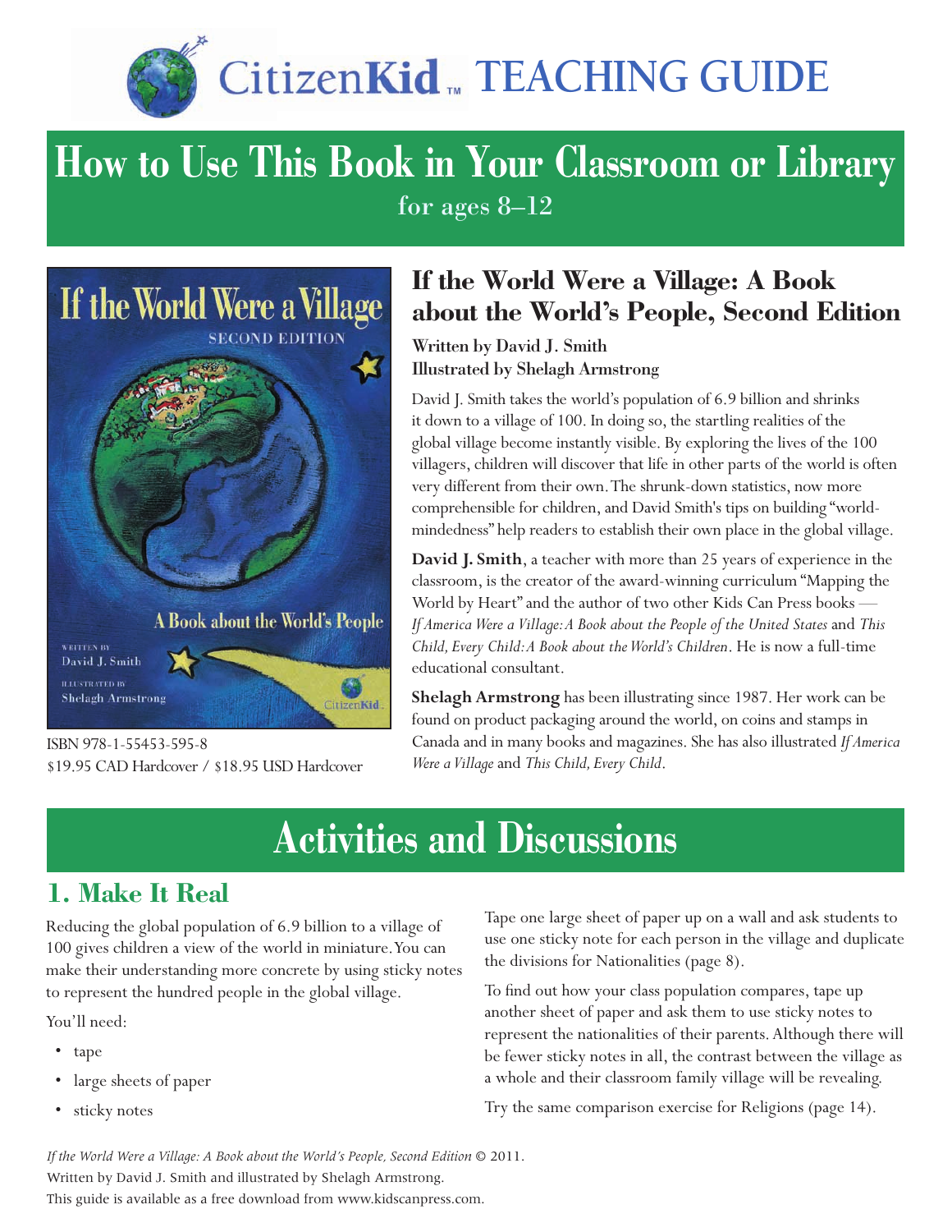# CitizenKid™ TEACHING GUIDE

## How to Use This Book in Your Classroom or Library

for ages 8–12

ISBN 978-1-55453-595-8
$19.95 CAD Hardcover / $18.95 USD Hardcover

### If the World Were a Village: A Book about the World's People, Second Edition

**Written by David J. Smith**
**Illustrated by Shelagh Armstrong**

David J. Smith takes the world's population of 6.9 billion and shrinks it down to a village of 100. In doing so, the startling realities of the global village become instantly visible. By exploring the lives of the 100 villagers, children will discover that life in other parts of the world is often very different from their own. The shrunk-down statistics, now more comprehensible for children, and David Smith's tips on building "world-mindedness" help readers to establish their own place in the global village.

**David J. Smith**, a teacher with more than 25 years of experience in the classroom, is the creator of the award-winning curriculum "Mapping the World by Heart" and the author of two other Kids Can Press books — *If America Were a Village: A Book about the People of the United States* and *This Child, Every Child: A Book about the World's Children*. He is now a full-time educational consultant.

**Shelagh Armstrong** has been illustrating since 1987. Her work can be found on product packaging around the world, on coins and stamps in Canada and in many books and magazines. She has also illustrated *If America Were a Village* and *This Child, Every Child*.

## Activities and Discussions

### 1. Make It Real

Reducing the global population of 6.9 billion to a village of 100 gives children a view of the world in miniature. You can make their understanding more concrete by using sticky notes to represent the hundred people in the global village.

You'll need:

- tape
- large sheets of paper
- sticky notes

Tape one large sheet of paper up on a wall and ask students to use one sticky note for each person in the village and duplicate the divisions for Nationalities (page 8).

To find out how your class population compares, tape up another sheet of paper and ask them to use sticky notes to represent the nationalities of their parents. Although there will be fewer sticky notes in all, the contrast between the village as a whole and their classroom family village will be revealing.

Try the same comparison exercise for Religions (page 14).

*If the World Were a Village: A Book about the World's People, Second Edition* © 2011.
Written by David J. Smith and illustrated by Shelagh Armstrong.
This guide is available as a free download from www.kidscanpress.com.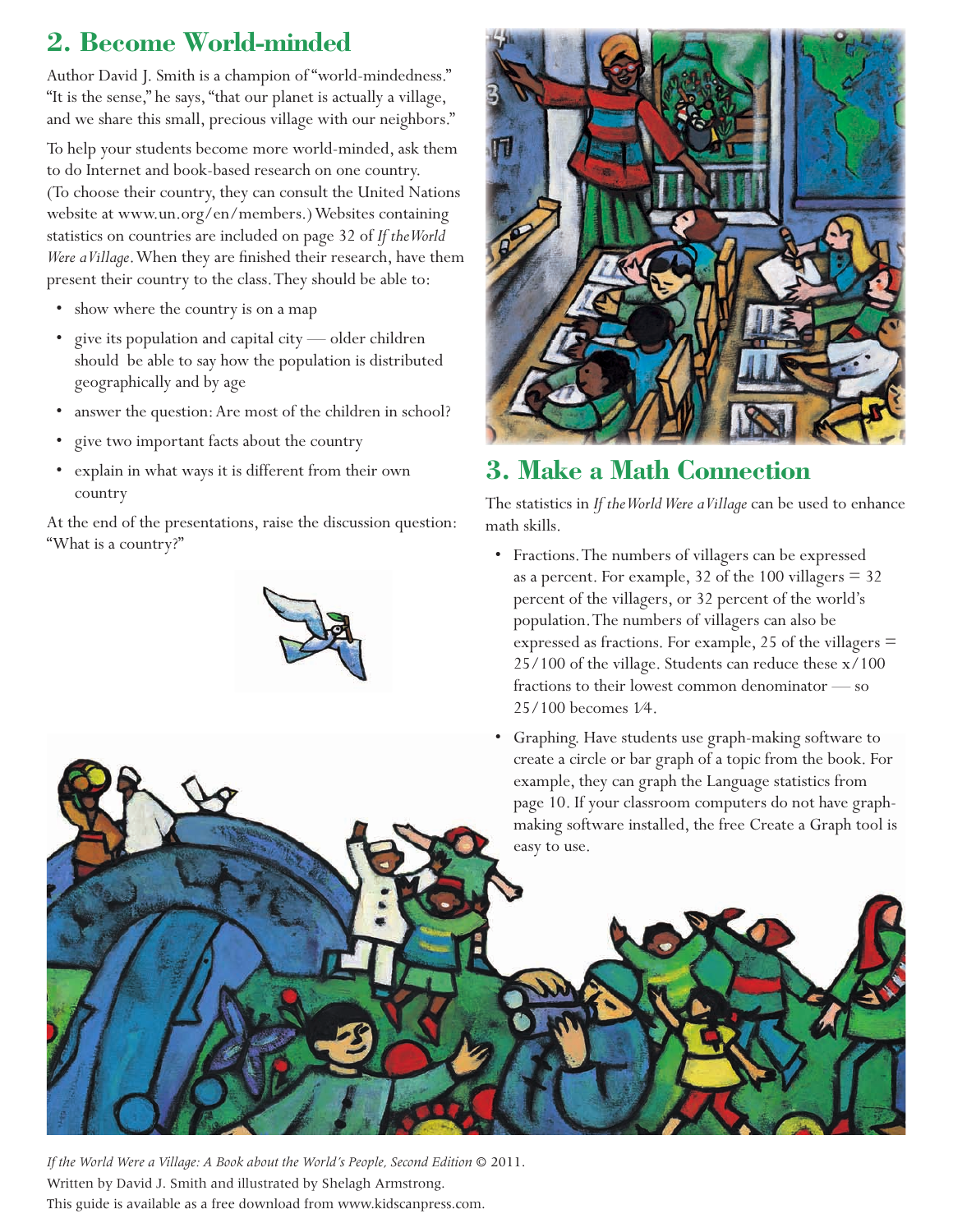## 2. Become World-minded

Author David J. Smith is a champion of "world-mindedness." "It is the sense," he says, "that our planet is actually a village, and we share this small, precious village with our neighbors."

To help your students become more world-minded, ask them to do Internet and book-based research on one country. (To choose their country, they can consult the United Nations website at www.un.org/en/members.) Websites containing statistics on countries are included on page 32 of *If the World Were a Village*. When they are finished their research, have them present their country to the class. They should be able to:

- show where the country is on a map
- give its population and capital city — older children should be able to say how the population is distributed geographically and by age
- answer the question: Are most of the children in school?
- give two important facts about the country
- explain in what ways it is different from their own country

At the end of the presentations, raise the discussion question: "What is a country?"

## 3. Make a Math Connection

The statistics in *If the World Were a Village* can be used to enhance math skills.

- Fractions. The numbers of villagers can be expressed as a percent. For example, 32 of the 100 villagers = 32 percent of the villagers, or 32 percent of the world's population. The numbers of villagers can also be expressed as fractions. For example, 25 of the villagers = 25/100 of the village. Students can reduce these x/100 fractions to their lowest common denominator — so 25/100 becomes 1⁄4.
- Graphing. Have students use graph-making software to create a circle or bar graph of a topic from the book. For example, they can graph the Language statistics from page 10. If your classroom computers do not have graph-making software installed, the free Create a Graph tool is easy to use.

*If the World Were a Village: A Book about the World's People, Second Edition* © 2011.
Written by David J. Smith and illustrated by Shelagh Armstrong.
This guide is available as a free download from www.kidscanpress.com.